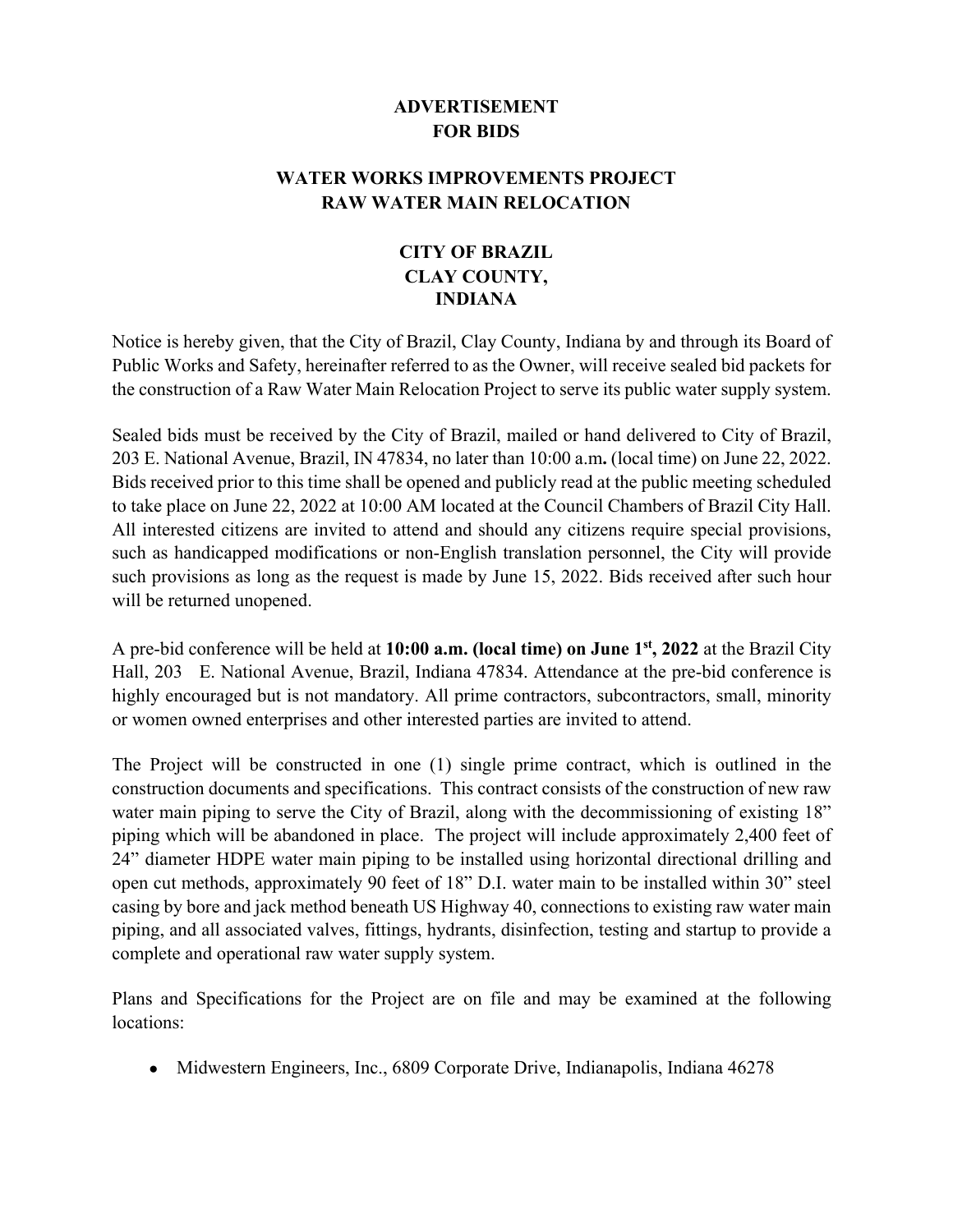# ADVERTISEMENT FOR BIDS

## WATER WORKS IMPROVEMENTS PROJECT RAW WATER MAIN RELOCATION

## CITY OF BRAZIL CLAY COUNTY, INDIANA

Notice is hereby given, that the City of Brazil, Clay County, Indiana by and through its Board of Public Works and Safety, hereinafter referred to as the Owner, will receive sealed bid packets for the construction of a Raw Water Main Relocation Project to serve its public water supply system.

Sealed bids must be received by the City of Brazil, mailed or hand delivered to City of Brazil, 203 E. National Avenue, Brazil, IN 47834, no later than 10:00 a.m**.** (local time) on June 22, 2022. Bids received prior to this time shall be opened and publicly read at the public meeting scheduled to take place on June 22, 2022 at 10:00 AM located at the Council Chambers of Brazil City Hall. All interested citizens are invited to attend and should any citizens require special provisions, such as handicapped modifications or non-English translation personnel, the City will provide such provisions as long as the request is made by June 15, 2022. Bids received after such hour will be returned unopened.

A pre-bid conference will be held at **10:00 a.m. (local time) on June 1st, 2022** at the Brazil City Hall, 203 E. National Avenue, Brazil, Indiana 47834. Attendance at the pre-bid conference is highly encouraged but is not mandatory. All prime contractors, subcontractors, small, minority or women owned enterprises and other interested parties are invited to attend.

The Project will be constructed in one (1) single prime contract, which is outlined in the construction documents and specifications. This contract consists of the construction of new raw water main piping to serve the City of Brazil, along with the decommissioning of existing 18" piping which will be abandoned in place. The project will include approximately 2,400 feet of 24" diameter HDPE water main piping to be installed using horizontal directional drilling and open cut methods, approximately 90 feet of 18" D.I. water main to be installed within 30" steel casing by bore and jack method beneath US Highway 40, connections to existing raw water main piping, and all associated valves, fittings, hydrants, disinfection, testing and startup to provide a complete and operational raw water supply system.

Plans and Specifications for the Project are on file and may be examined at the following locations:

- Midwestern Engineers, Inc., 6809 Corporate Drive, Indianapolis, Indiana 46278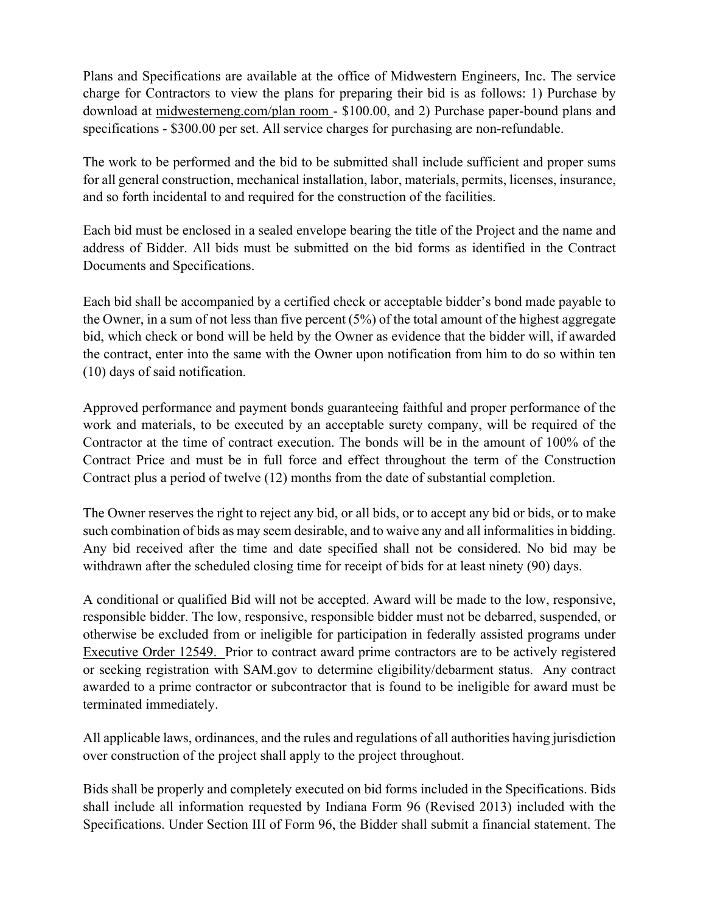Plans and Specifications are available at the office of Midwestern Engineers, Inc. The service charge for Contractors to view the plans for preparing their bid is as follows: 1) Purchase by download at midwesterneng.com/plan room - $100.00, and 2) Purchase paper-bound plans and specifications - $300.00 per set. All service charges for purchasing are non-refundable.

The work to be performed and the bid to be submitted shall include sufficient and proper sums for all general construction, mechanical installation, labor, materials, permits, licenses, insurance, and so forth incidental to and required for the construction of the facilities.

Each bid must be enclosed in a sealed envelope bearing the title of the Project and the name and address of Bidder. All bids must be submitted on the bid forms as identified in the Contract Documents and Specifications.

Each bid shall be accompanied by a certified check or acceptable bidder's bond made payable to the Owner, in a sum of not less than five percent (5%) of the total amount of the highest aggregate bid, which check or bond will be held by the Owner as evidence that the bidder will, if awarded the contract, enter into the same with the Owner upon notification from him to do so within ten (10) days of said notification.

Approved performance and payment bonds guaranteeing faithful and proper performance of the work and materials, to be executed by an acceptable surety company, will be required of the Contractor at the time of contract execution. The bonds will be in the amount of 100% of the Contract Price and must be in full force and effect throughout the term of the Construction Contract plus a period of twelve (12) months from the date of substantial completion.

The Owner reserves the right to reject any bid, or all bids, or to accept any bid or bids, or to make such combination of bids as may seem desirable, and to waive any and all informalities in bidding. Any bid received after the time and date specified shall not be considered. No bid may be withdrawn after the scheduled closing time for receipt of bids for at least ninety (90) days.

A conditional or qualified Bid will not be accepted. Award will be made to the low, responsive, responsible bidder. The low, responsive, responsible bidder must not be debarred, suspended, or otherwise be excluded from or ineligible for participation in federally assisted programs under Executive Order 12549. Prior to contract award prime contractors are to be actively registered or seeking registration with SAM.gov to determine eligibility/debarment status. Any contract awarded to a prime contractor or subcontractor that is found to be ineligible for award must be terminated immediately.

All applicable laws, ordinances, and the rules and regulations of all authorities having jurisdiction over construction of the project shall apply to the project throughout.

Bids shall be properly and completely executed on bid forms included in the Specifications. Bids shall include all information requested by Indiana Form 96 (Revised 2013) included with the Specifications. Under Section III of Form 96, the Bidder shall submit a financial statement. The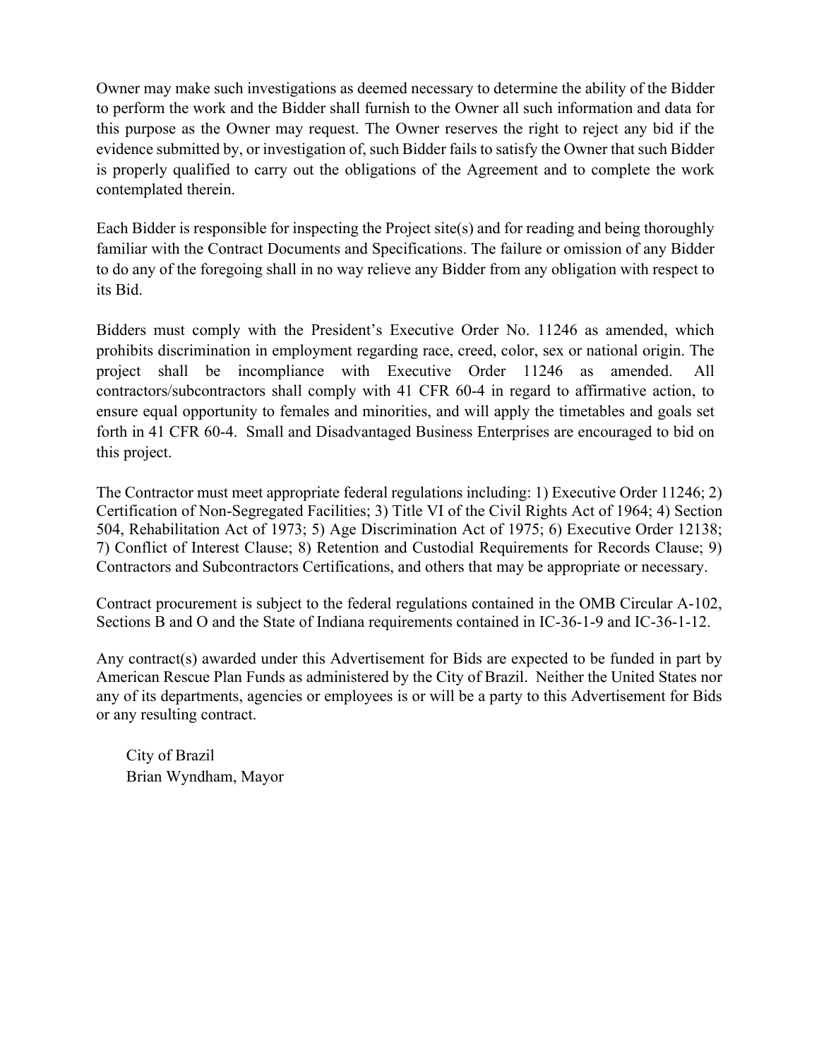Owner may make such investigations as deemed necessary to determine the ability of the Bidder to perform the work and the Bidder shall furnish to the Owner all such information and data for this purpose as the Owner may request. The Owner reserves the right to reject any bid if the evidence submitted by, or investigation of, such Bidder fails to satisfy the Owner that such Bidder is properly qualified to carry out the obligations of the Agreement and to complete the work contemplated therein.

Each Bidder is responsible for inspecting the Project site(s) and for reading and being thoroughly familiar with the Contract Documents and Specifications. The failure or omission of any Bidder to do any of the foregoing shall in no way relieve any Bidder from any obligation with respect to its Bid.

Bidders must comply with the President's Executive Order No. 11246 as amended, which prohibits discrimination in employment regarding race, creed, color, sex or national origin. The project shall be incompliance with Executive Order 11246 as amended. All contractors/subcontractors shall comply with 41 CFR 60-4 in regard to affirmative action, to ensure equal opportunity to females and minorities, and will apply the timetables and goals set forth in 41 CFR 60-4. Small and Disadvantaged Business Enterprises are encouraged to bid on this project.

The Contractor must meet appropriate federal regulations including: 1) Executive Order 11246; 2) Certification of Non-Segregated Facilities; 3) Title VI of the Civil Rights Act of 1964; 4) Section 504, Rehabilitation Act of 1973; 5) Age Discrimination Act of 1975; 6) Executive Order 12138; 7) Conflict of Interest Clause; 8) Retention and Custodial Requirements for Records Clause; 9) Contractors and Subcontractors Certifications, and others that may be appropriate or necessary.

Contract procurement is subject to the federal regulations contained in the OMB Circular A-102, Sections B and O and the State of Indiana requirements contained in IC-36-1-9 and IC-36-1-12.

Any contract(s) awarded under this Advertisement for Bids are expected to be funded in part by American Rescue Plan Funds as administered by the City of Brazil. Neither the United States nor any of its departments, agencies or employees is or will be a party to this Advertisement for Bids or any resulting contract.

City of Brazil
Brian Wyndham, Mayor